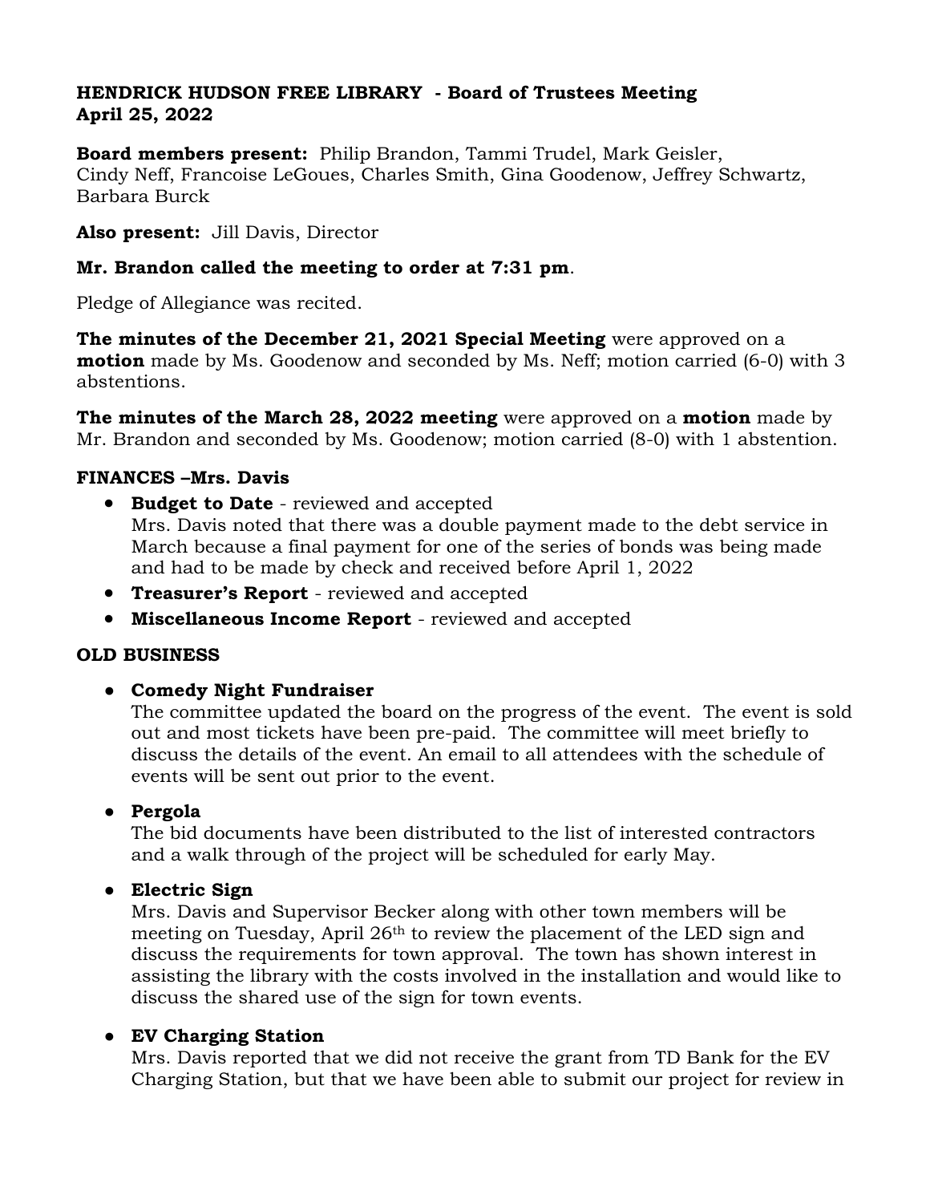**HENDRICK HUDSON FREE LIBRARY - Board of Trustees Meeting**
**April 25, 2022**

**Board members present:** Philip Brandon, Tammi Trudel, Mark Geisler, Cindy Neff, Francoise LeGoues, Charles Smith, Gina Goodenow, Jeffrey Schwartz, Barbara Burck

**Also present:** Jill Davis, Director

**Mr. Brandon called the meeting to order at 7:31 pm**.

Pledge of Allegiance was recited.

**The minutes of the December 21, 2021 Special Meeting** were approved on a **motion** made by Ms. Goodenow and seconded by Ms. Neff; motion carried (6-0) with 3 abstentions.

**The minutes of the March 28, 2022 meeting** were approved on a **motion** made by Mr. Brandon and seconded by Ms. Goodenow; motion carried (8-0) with 1 abstention.

**FINANCES –Mrs. Davis**

- **Budget to Date** - reviewed and accepted
  Mrs. Davis noted that there was a double payment made to the debt service in March because a final payment for one of the series of bonds was being made and had to be made by check and received before April 1, 2022
- **Treasurer's Report** - reviewed and accepted
- **Miscellaneous Income Report** - reviewed and accepted

**OLD BUSINESS**

- **Comedy Night Fundraiser**
  The committee updated the board on the progress of the event. The event is sold out and most tickets have been pre-paid. The committee will meet briefly to discuss the details of the event. An email to all attendees with the schedule of events will be sent out prior to the event.

- **Pergola**
  The bid documents have been distributed to the list of interested contractors and a walk through of the project will be scheduled for early May.

- **Electric Sign**
  Mrs. Davis and Supervisor Becker along with other town members will be meeting on Tuesday, April 26th to review the placement of the LED sign and discuss the requirements for town approval. The town has shown interest in assisting the library with the costs involved in the installation and would like to discuss the shared use of the sign for town events.

- **EV Charging Station**
  Mrs. Davis reported that we did not receive the grant from TD Bank for the EV Charging Station, but that we have been able to submit our project for review in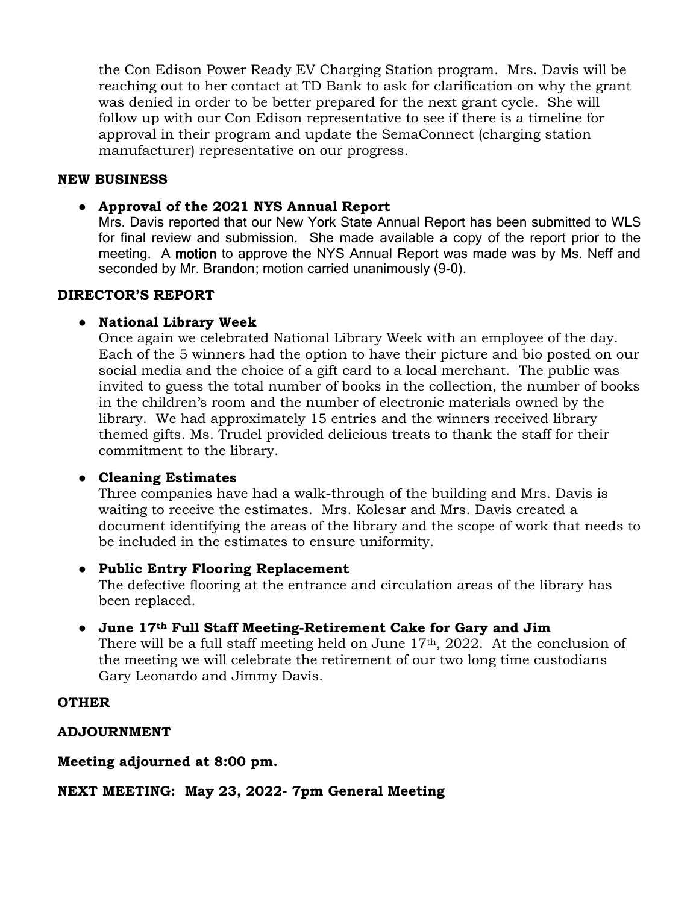the Con Edison Power Ready EV Charging Station program. Mrs. Davis will be reaching out to her contact at TD Bank to ask for clarification on why the grant was denied in order to be better prepared for the next grant cycle. She will follow up with our Con Edison representative to see if there is a timeline for approval in their program and update the SemaConnect (charging station manufacturer) representative on our progress.

**NEW BUSINESS**

- **Approval of the 2021 NYS Annual Report**
  Mrs. Davis reported that our New York State Annual Report has been submitted to WLS for final review and submission. She made available a copy of the report prior to the meeting. A motion to approve the NYS Annual Report was made was by Ms. Neff and seconded by Mr. Brandon; motion carried unanimously (9-0).

**DIRECTOR'S REPORT**

- **National Library Week**
  Once again we celebrated National Library Week with an employee of the day. Each of the 5 winners had the option to have their picture and bio posted on our social media and the choice of a gift card to a local merchant. The public was invited to guess the total number of books in the collection, the number of books in the children's room and the number of electronic materials owned by the library. We had approximately 15 entries and the winners received library themed gifts. Ms. Trudel provided delicious treats to thank the staff for their commitment to the library.

- **Cleaning Estimates**
  Three companies have had a walk-through of the building and Mrs. Davis is waiting to receive the estimates. Mrs. Kolesar and Mrs. Davis created a document identifying the areas of the library and the scope of work that needs to be included in the estimates to ensure uniformity.

- **Public Entry Flooring Replacement**
  The defective flooring at the entrance and circulation areas of the library has been replaced.

- **June 17th Full Staff Meeting-Retirement Cake for Gary and Jim**
  There will be a full staff meeting held on June 17th, 2022. At the conclusion of the meeting we will celebrate the retirement of our two long time custodians Gary Leonardo and Jimmy Davis.

**OTHER**

**ADJOURNMENT**

**Meeting adjourned at 8:00 pm.**

**NEXT MEETING: May 23, 2022- 7pm General Meeting**